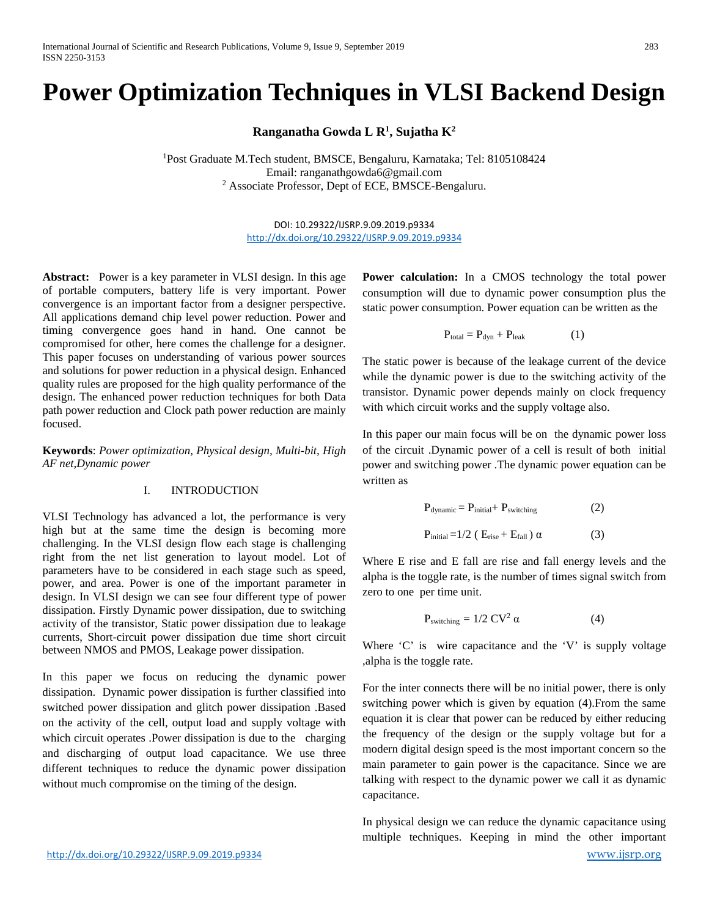# Power Optimization Techniques in VLSI Backend Design

**Ranganatha Gowda L R[1], Sujatha K[2]**

[1]Post Graduate M.Tech student, BMSCE, Bengaluru, Karnataka; Tel: 8105108424
Email: ranganathgowda6@gmail.com
[2] Associate Professor, Dept of ECE, BMSCE-Bengaluru.

DOI: 10.29322/IJSRP.9.09.2019.p9334
http://dx.doi.org/10.29322/IJSRP.9.09.2019.p9334

**Abstract:** Power is a key parameter in VLSI design. In this age of portable computers, battery life is very important. Power convergence is an important factor from a designer perspective. All applications demand chip level power reduction. Power and timing convergence goes hand in hand. One cannot be compromised for other, here comes the challenge for a designer. This paper focuses on understanding of various power sources and solutions for power reduction in a physical design. Enhanced quality rules are proposed for the high quality performance of the design. The enhanced power reduction techniques for both Data path power reduction and Clock path power reduction are mainly focused.

**Keywords**: *Power optimization, Physical design, Multi-bit, High AF net,Dynamic power*

## I. INTRODUCTION

VLSI Technology has advanced a lot, the performance is very high but at the same time the design is becoming more challenging. In the VLSI design flow each stage is challenging right from the net list generation to layout model. Lot of parameters have to be considered in each stage such as speed, power, and area. Power is one of the important parameter in design. In VLSI design we can see four different type of power dissipation. Firstly Dynamic power dissipation, due to switching activity of the transistor, Static power dissipation due to leakage currents, Short-circuit power dissipation due time short circuit between NMOS and PMOS, Leakage power dissipation.

In this paper we focus on reducing the dynamic power dissipation. Dynamic power dissipation is further classified into switched power dissipation and glitch power dissipation .Based on the activity of the cell, output load and supply voltage with which circuit operates .Power dissipation is due to the charging and discharging of output load capacitance. We use three different techniques to reduce the dynamic power dissipation without much compromise on the timing of the design.

**Power calculation:** In a CMOS technology the total power consumption will due to dynamic power consumption plus the static power consumption. Power equation can be written as the

$$P_{total} = P_{dyn} + P_{leak} \qquad (1)$$

The static power is because of the leakage current of the device while the dynamic power is due to the switching activity of the transistor. Dynamic power depends mainly on clock frequency with which circuit works and the supply voltage also.

In this paper our main focus will be on the dynamic power loss of the circuit .Dynamic power of a cell is result of both initial power and switching power .The dynamic power equation can be written as

$$P_{dynamic} = P_{initial} + P_{switching} \qquad (2)$$

$$P_{initial} = 1/2 \; ( E_{rise} + E_{fall} ) \; \alpha \qquad (3)$$

Where E rise and E fall are rise and fall energy levels and the alpha is the toggle rate, is the number of times signal switch from zero to one per time unit.

$$P_{switching} = 1/2 \; CV^2 \; \alpha \qquad (4)$$

Where 'C' is wire capacitance and the 'V' is supply voltage ,alpha is the toggle rate.

For the inter connects there will be no initial power, there is only switching power which is given by equation (4).From the same equation it is clear that power can be reduced by either reducing the frequency of the design or the supply voltage but for a modern digital design speed is the most important concern so the main parameter to gain power is the capacitance. Since we are talking with respect to the dynamic power we call it as dynamic capacitance.

In physical design we can reduce the dynamic capacitance using multiple techniques. Keeping in mind the other important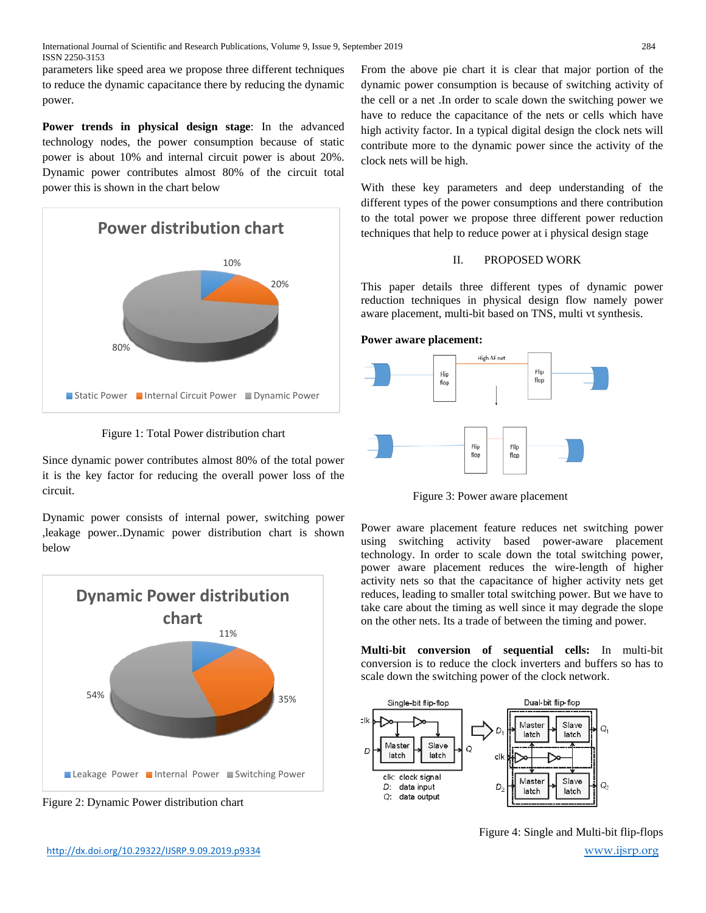parameters like speed area we propose three different techniques to reduce the dynamic capacitance there by reducing the dynamic power.

**Power trends in physical design stage**: In the advanced technology nodes, the power consumption because of static power is about 10% and internal circuit power is about 20%. Dynamic power contributes almost 80% of the circuit total power this is shown in the chart below

Power distribution chart

10%

20%

80%

Static Power   Internal Circuit Power   Dynamic Power

Figure 1: Total Power distribution chart

Since dynamic power contributes almost 80% of the total power it is the key factor for reducing the overall power loss of the circuit.

Dynamic power consists of internal power, switching power ,leakage power..Dynamic power distribution chart is shown below

Dynamic Power distribution chart

11%

35%

54%

Leakage Power   Internal Power   Switching Power

Figure 2: Dynamic Power distribution chart

From the above pie chart it is clear that major portion of the dynamic power consumption is because of switching activity of the cell or a net .In order to scale down the switching power we have to reduce the capacitance of the nets or cells which have high activity factor. In a typical digital design the clock nets will contribute more to the dynamic power since the activity of the clock nets will be high.

With these key parameters and deep understanding of the different types of the power consumptions and there contribution to the total power we propose three different power reduction techniques that help to reduce power at i physical design stage

## II. PROPOSED WORK

This paper details three different types of dynamic power reduction techniques in physical design flow namely power aware placement, multi-bit based on TNS, multi vt synthesis.

**Power aware placement:**

High AF net

Flip flop

Flip flop

Flip flop

Flip flop

Figure 3: Power aware placement

Power aware placement feature reduces net switching power using switching activity based power-aware placement technology. In order to scale down the total switching power, power aware placement reduces the wire-length of higher activity nets so that the capacitance of higher activity nets get reduces, leading to smaller total switching power. But we have to take care about the timing as well since it may degrade the slope on the other nets. Its a trade of between the timing and power.

**Multi-bit conversion of sequential cells:** In multi-bit conversion is to reduce the clock inverters and buffers so has to scale down the switching power of the clock network.

Single-bit flip-flop

Dual-bit flip-flop

clk

D

Master latch

Slave latch

Q

clk: clock signal
D: data input
Q: data output

$D_1$

$Q_1$

clk

$D_2$

$Q_2$

Figure 4: Single and Multi-bit flip-flops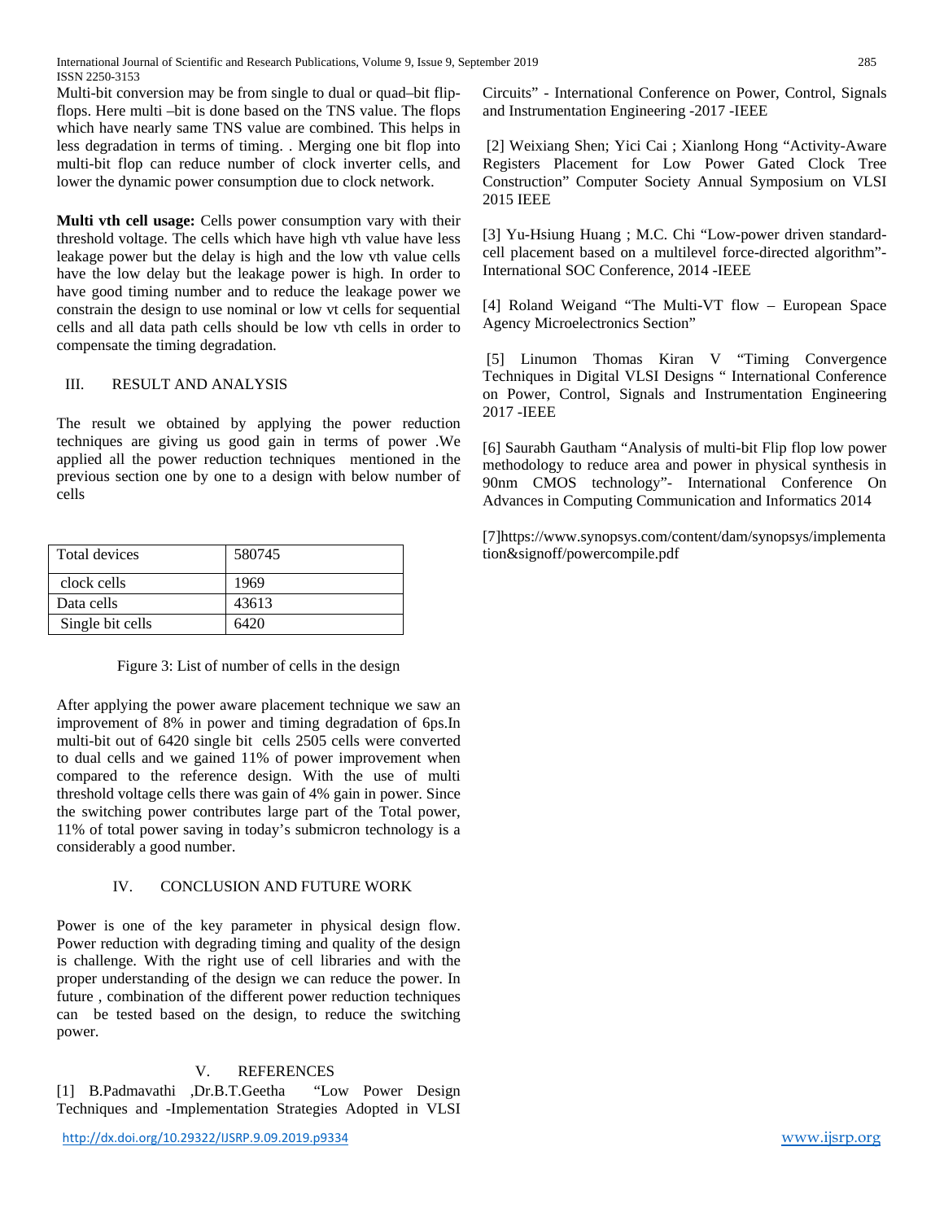Multi-bit conversion may be from single to dual or quad–bit flip-flops. Here multi –bit is done based on the TNS value. The flops which have nearly same TNS value are combined. This helps in less degradation in terms of timing. . Merging one bit flop into multi-bit flop can reduce number of clock inverter cells, and lower the dynamic power consumption due to clock network.

**Multi vth cell usage:** Cells power consumption vary with their threshold voltage. The cells which have high vth value have less leakage power but the delay is high and the low vth value cells have the low delay but the leakage power is high. In order to have good timing number and to reduce the leakage power we constrain the design to use nominal or low vt cells for sequential cells and all data path cells should be low vth cells in order to compensate the timing degradation.

## III. RESULT AND ANALYSIS

The result we obtained by applying the power reduction techniques are giving us good gain in terms of power .We applied all the power reduction techniques mentioned in the previous section one by one to a design with below number of cells

| | |
|---|---|
| Total devices | 580745 |
| clock cells | 1969 |
| Data cells | 43613 |
| Single bit cells | 6420 |

Figure 3: List of number of cells in the design

After applying the power aware placement technique we saw an improvement of 8% in power and timing degradation of 6ps.In multi-bit out of 6420 single bit cells 2505 cells were converted to dual cells and we gained 11% of power improvement when compared to the reference design. With the use of multi threshold voltage cells there was gain of 4% gain in power. Since the switching power contributes large part of the Total power, 11% of total power saving in today's submicron technology is a considerably a good number.

## IV. CONCLUSION AND FUTURE WORK

Power is one of the key parameter in physical design flow. Power reduction with degrading timing and quality of the design is challenge. With the right use of cell libraries and with the proper understanding of the design we can reduce the power. In future , combination of the different power reduction techniques can be tested based on the design, to reduce the switching power.

## V. REFERENCES

[1] B.Padmavathi ,Dr.B.T.Geetha "Low Power Design Techniques and -Implementation Strategies Adopted in VLSI Circuits" - International Conference on Power, Control, Signals and Instrumentation Engineering -2017 -IEEE

[2] Weixiang Shen; Yici Cai ; Xianlong Hong "Activity-Aware Registers Placement for Low Power Gated Clock Tree Construction" Computer Society Annual Symposium on VLSI 2015 IEEE

[3] Yu-Hsiung Huang ; M.C. Chi "Low-power driven standard-cell placement based on a multilevel force-directed algorithm"- International SOC Conference, 2014 -IEEE

[4] Roland Weigand "The Multi-VT flow – European Space Agency Microelectronics Section"

[5] Linumon Thomas Kiran V "Timing Convergence Techniques in Digital VLSI Designs " International Conference on Power, Control, Signals and Instrumentation Engineering 2017 -IEEE

[6] Saurabh Gautham "Analysis of multi-bit Flip flop low power methodology to reduce area and power in physical synthesis in 90nm CMOS technology"- International Conference On Advances in Computing Communication and Informatics 2014

[7]https://www.synopsys.com/content/dam/synopsys/implementation&signoff/powercompile.pdf